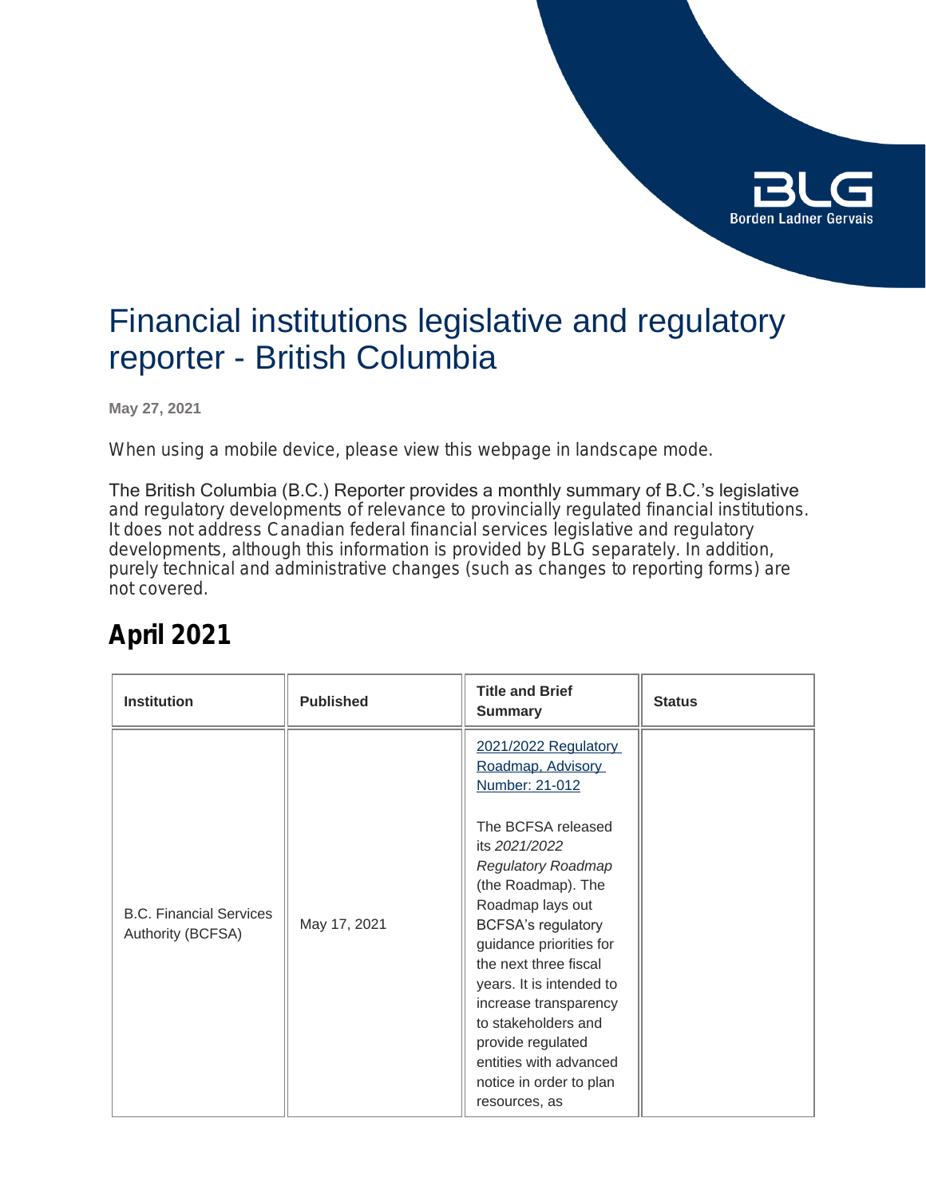# Financial institutions legislative and regulatory reporter - British Columbia

**May 27, 2021**

When using a mobile device, please view this webpage in landscape mode.

The British Columbia (B.C.) Reporter provides a monthly summary of B.C.'s legislative and regulatory developments of relevance to provincially regulated financial institutions. It does not address Canadian federal financial services legislative and regulatory developments, although this information is provided by BLG separately. In addition, purely technical and administrative changes (such as changes to reporting forms) are not covered.

## April 2021

| Institution | Published | Title and Brief Summary | Status |
|---|---|---|---|
| B.C. Financial Services Authority (BCFSA) | May 17, 2021 | [2021/2022 Regulatory Roadmap, Advisory Number: 21-012]<br><br>The BCFSA released its *2021/2022 Regulatory Roadmap* (the Roadmap). The Roadmap lays out BCFSA's regulatory guidance priorities for the next three fiscal years. It is intended to increase transparency to stakeholders and provide regulated entities with advanced notice in order to plan resources, as | |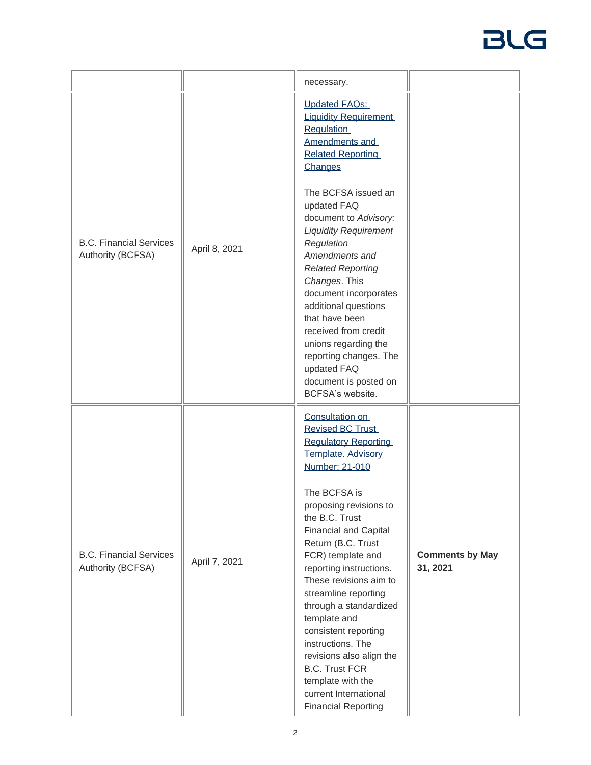| | | necessary. | |
|---|---|---|---|
| B.C. Financial Services Authority (BCFSA) | April 8, 2021 | Updated FAQs: Liquidity Requirement Regulation Amendments and Related Reporting Changes<br><br>The BCFSA issued an updated FAQ document to *Advisory: Liquidity Requirement Regulation Amendments and Related Reporting Changes*. This document incorporates additional questions that have been received from credit unions regarding the reporting changes. The updated FAQ document is posted on BCFSA's website. | |
| B.C. Financial Services Authority (BCFSA) | April 7, 2021 | Consultation on Revised BC Trust Regulatory Reporting Template. Advisory Number: 21-010<br><br>The BCFSA is proposing revisions to the B.C. Trust Financial and Capital Return (B.C. Trust FCR) template and reporting instructions. These revisions aim to streamline reporting through a standardized template and consistent reporting instructions. The revisions also align the B.C. Trust FCR template with the current International Financial Reporting | **Comments by May 31, 2021** |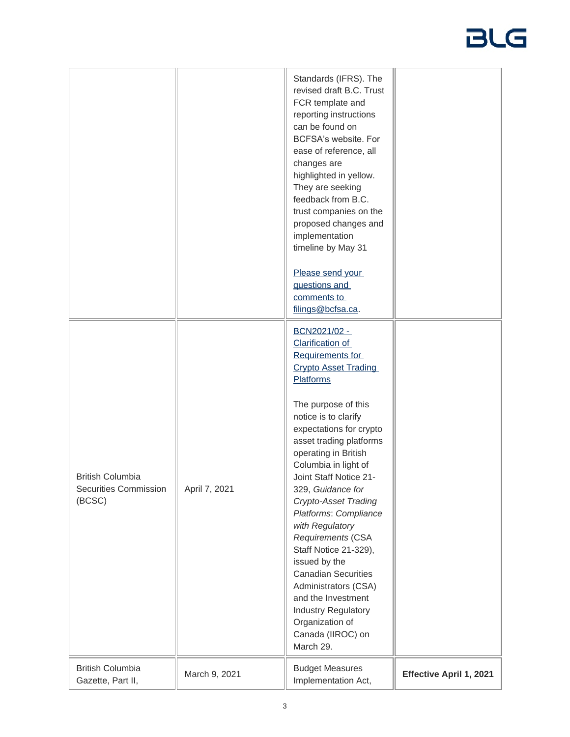| | | | |
|---|---|---|---|
| | | Standards (IFRS). The revised draft B.C. Trust FCR template and reporting instructions can be found on BCFSA's website. For ease of reference, all changes are highlighted in yellow. They are seeking feedback from B.C. trust companies on the proposed changes and implementation timeline by May 31<br><br>Please send your questions and comments to filings@bcfsa.ca. | |
| British Columbia Securities Commission (BCSC) | April 7, 2021 | BCN2021/02 - Clarification of Requirements for Crypto Asset Trading Platforms<br><br>The purpose of this notice is to clarify expectations for crypto asset trading platforms operating in British Columbia in light of Joint Staff Notice 21-329, *Guidance for Crypto-Asset Trading Platforms*: *Compliance with Regulatory Requirements* (CSA Staff Notice 21-329), issued by the Canadian Securities Administrators (CSA) and the Investment Industry Regulatory Organization of Canada (IIROC) on March 29. | |
| British Columbia Gazette, Part II, | March 9, 2021 | Budget Measures Implementation Act, | **Effective April 1, 2021** |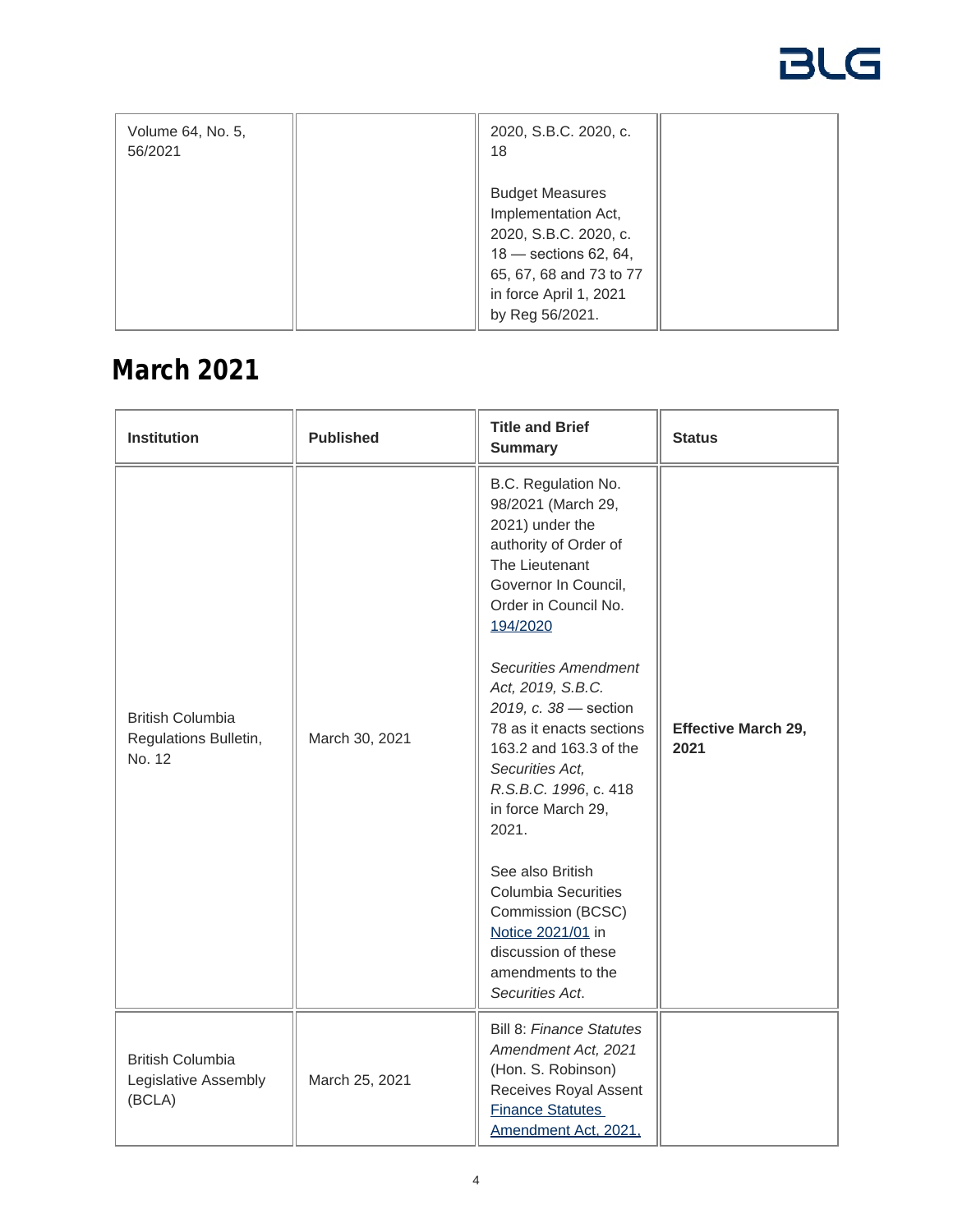| Volume 64, No. 5, 56/2021 | | 2020, S.B.C. 2020, c. 18<br><br>Budget Measures Implementation Act, 2020, S.B.C. 2020, c. 18 — sections 62, 64, 65, 67, 68 and 73 to 77 in force April 1, 2021 by Reg 56/2021. | |
|---|---|---|---|

## March 2021

| Institution | Published | Title and Brief Summary | Status |
|---|---|---|---|
| British Columbia Regulations Bulletin, No. 12 | March 30, 2021 | B.C. Regulation No. 98/2021 (March 29, 2021) under the authority of Order of The Lieutenant Governor In Council, Order in Council No. 194/2020<br><br>*Securities Amendment Act, 2019, S.B.C. 2019, c. 38* — section 78 as it enacts sections 163.2 and 163.3 of the *Securities Act, R.S.B.C. 1996*, c. 418 in force March 29, 2021.<br><br>See also British Columbia Securities Commission (BCSC) Notice 2021/01 in discussion of these amendments to the *Securities Act*. | **Effective March 29, 2021** |
| British Columbia Legislative Assembly (BCLA) | March 25, 2021 | Bill 8: *Finance Statutes Amendment Act, 2021* (Hon. S. Robinson) Receives Royal Assent Finance Statutes Amendment Act, 2021, | |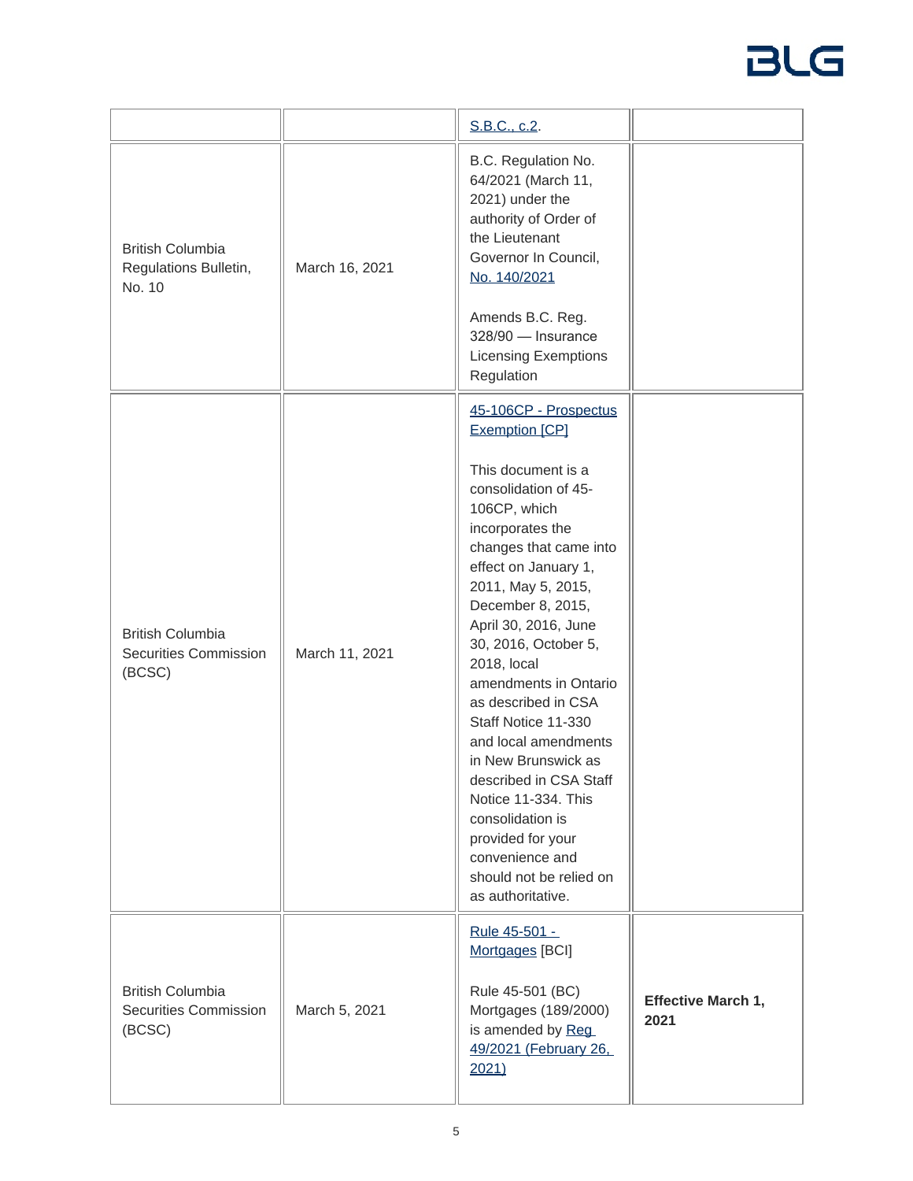| | | | |
|---|---|---|---|
| | | S.B.C., c.2. | |
| British Columbia Regulations Bulletin, No. 10 | March 16, 2021 | B.C. Regulation No. 64/2021 (March 11, 2021) under the authority of Order of the Lieutenant Governor In Council, No. 140/2021<br><br>Amends B.C. Reg. 328/90 — Insurance Licensing Exemptions Regulation | |
| British Columbia Securities Commission (BCSC) | March 11, 2021 | 45-106CP - Prospectus Exemption [CP]<br><br>This document is a consolidation of 45-106CP, which incorporates the changes that came into effect on January 1, 2011, May 5, 2015, December 8, 2015, April 30, 2016, June 30, 2016, October 5, 2018, local amendments in Ontario as described in CSA Staff Notice 11-330 and local amendments in New Brunswick as described in CSA Staff Notice 11-334. This consolidation is provided for your convenience and should not be relied on as authoritative. | |
| British Columbia Securities Commission (BCSC) | March 5, 2021 | Rule 45-501 - Mortgages [BCI]<br><br>Rule 45-501 (BC) Mortgages (189/2000) is amended by Reg 49/2021 (February 26, 2021) | **Effective March 1, 2021** |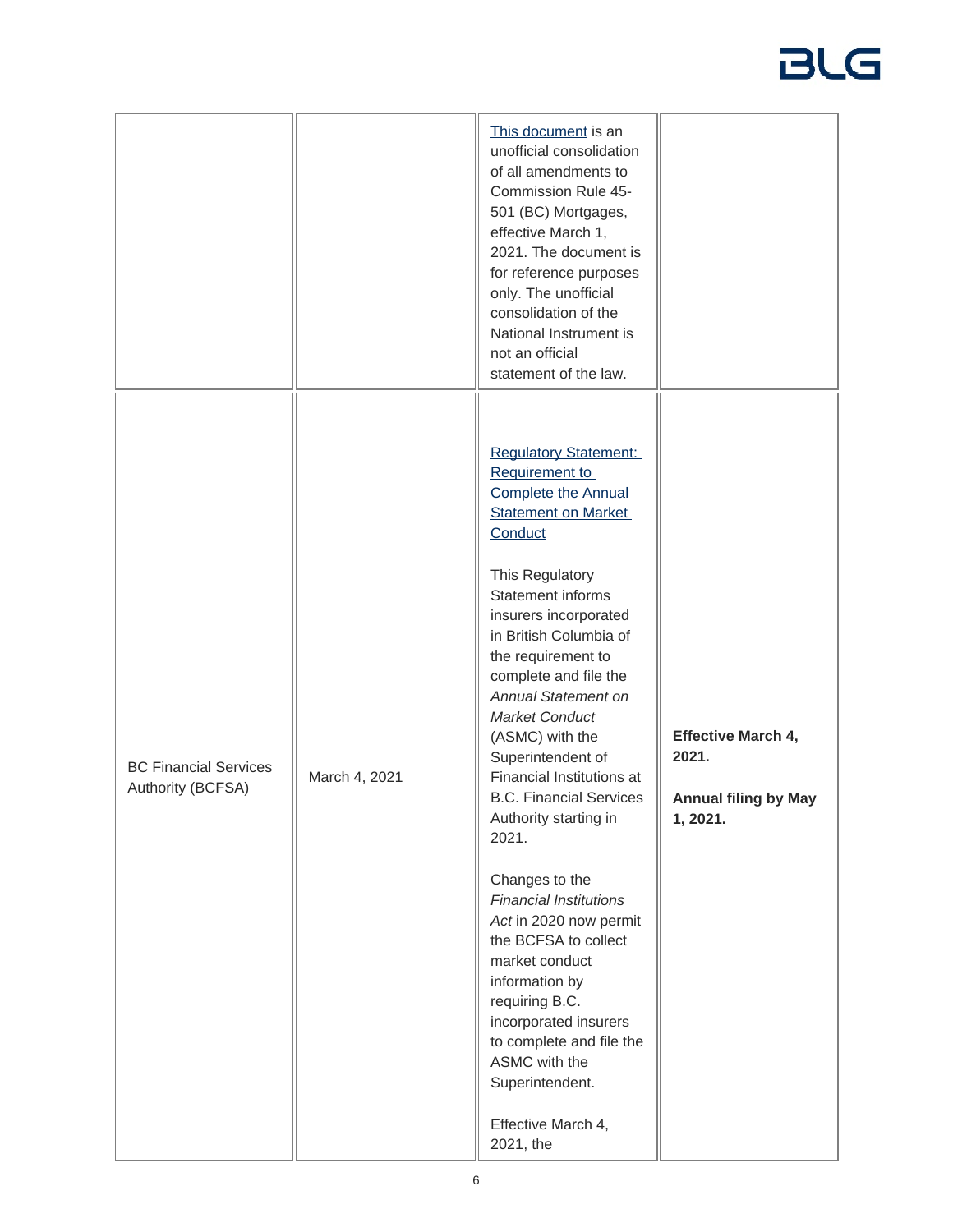| | | | |
|---|---|---|---|
| | | [This document](#) is an unofficial consolidation of all amendments to Commission Rule 45-501 (BC) Mortgages, effective March 1, 2021. The document is for reference purposes only. The unofficial consolidation of the National Instrument is not an official statement of the law. | |
| BC Financial Services Authority (BCFSA) | March 4, 2021 | [Regulatory Statement: Requirement to Complete the Annual Statement on Market Conduct](#)<br><br>This Regulatory Statement informs insurers incorporated in British Columbia of the requirement to complete and file the *Annual Statement on Market Conduct* (ASMC) with the Superintendent of Financial Institutions at B.C. Financial Services Authority starting in 2021.<br><br>Changes to the *Financial Institutions Act* in 2020 now permit the BCFSA to collect market conduct information by requiring B.C. incorporated insurers to complete and file the ASMC with the Superintendent.<br><br>Effective March 4, 2021, the | **Effective March 4, 2021.**<br><br>**Annual filing by May 1, 2021.** |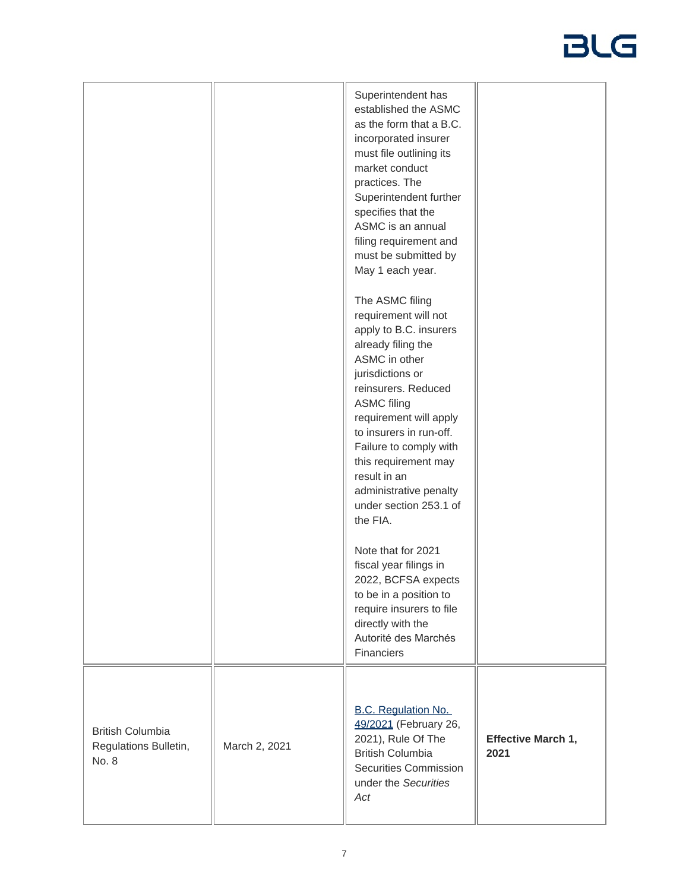| | | | |
|---|---|---|---|
| | | Superintendent has established the ASMC as the form that a B.C. incorporated insurer must file outlining its market conduct practices. The Superintendent further specifies that the ASMC is an annual filing requirement and must be submitted by May 1 each year.<br><br>The ASMC filing requirement will not apply to B.C. insurers already filing the ASMC in other jurisdictions or reinsurers. Reduced ASMC filing requirement will apply to insurers in run-off. Failure to comply with this requirement may result in an administrative penalty under section 253.1 of the FIA.<br><br>Note that for 2021 fiscal year filings in 2022, BCFSA expects to be in a position to require insurers to file directly with the Autorité des Marchés Financiers | |
| British Columbia Regulations Bulletin, No. 8 | March 2, 2021 | B.C. Regulation No. 49/2021 (February 26, 2021), Rule Of The British Columbia Securities Commission under the *Securities Act* | **Effective March 1, 2021** |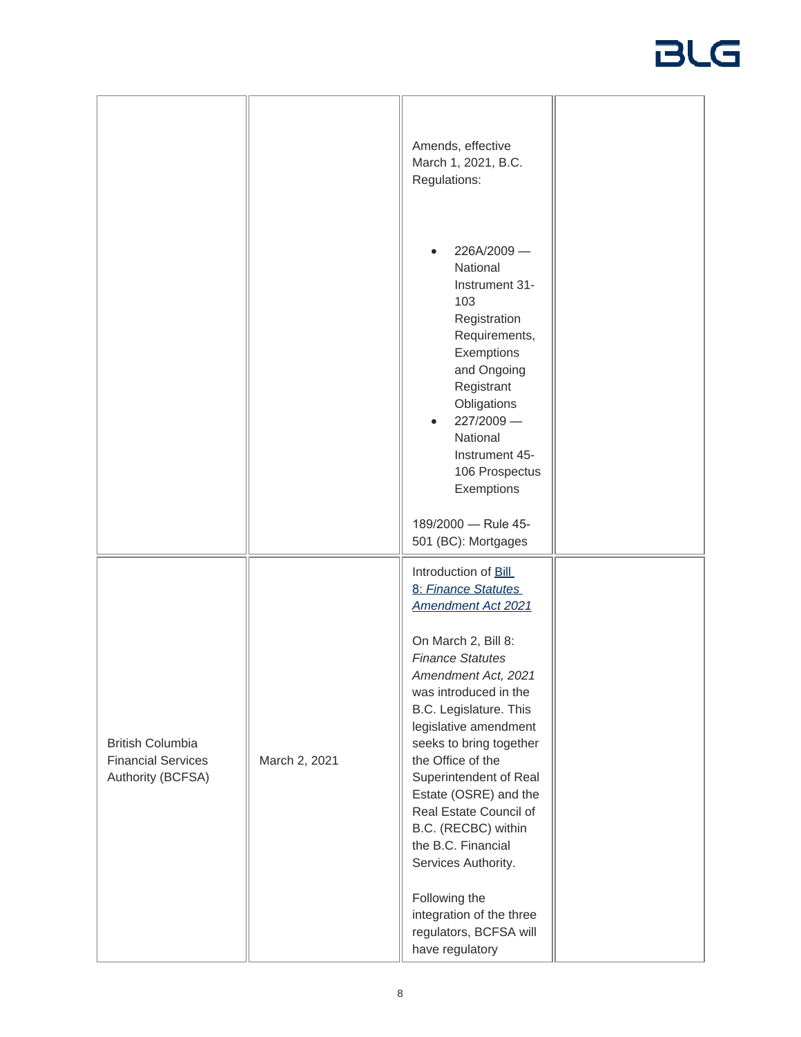| | | | |
|---|---|---|---|
| | | Amends, effective March 1, 2021, B.C. Regulations:<br><br>• 226A/2009 — National Instrument 31-103 Registration Requirements, Exemptions and Ongoing Registrant Obligations<br>• 227/2009 — National Instrument 45-106 Prospectus Exemptions<br><br>189/2000 — Rule 45-501 (BC): Mortgages | |
| British Columbia Financial Services Authority (BCFSA) | March 2, 2021 | Introduction of [Bill 8: *Finance Statutes Amendment Act 2021*]()<br><br>On March 2, Bill 8: *Finance Statutes Amendment Act, 2021* was introduced in the B.C. Legislature. This legislative amendment seeks to bring together the Office of the Superintendent of Real Estate (OSRE) and the Real Estate Council of B.C. (RECBC) within the B.C. Financial Services Authority.<br><br>Following the integration of the three regulators, BCFSA will have regulatory | |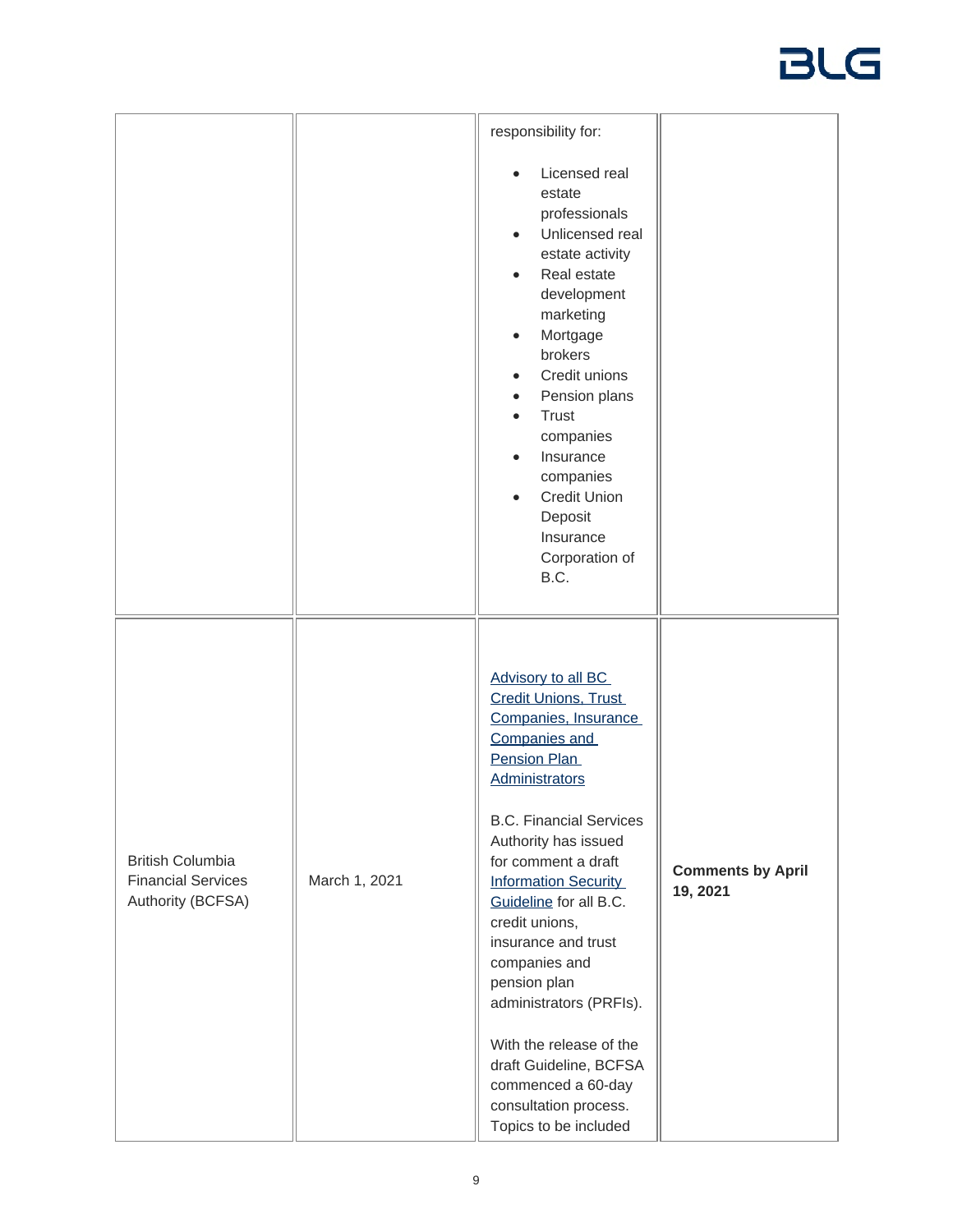| | | | |
|---|---|---|---|
| | | responsibility for:<br><br>• Licensed real estate professionals<br>• Unlicensed real estate activity<br>• Real estate development marketing<br>• Mortgage brokers<br>• Credit unions<br>• Pension plans<br>• Trust companies<br>• Insurance companies<br>• Credit Union Deposit Insurance Corporation of B.C. | |
| British Columbia Financial Services Authority (BCFSA) | March 1, 2021 | Advisory to all BC Credit Unions, Trust Companies, Insurance Companies and Pension Plan Administrators<br><br>B.C. Financial Services Authority has issued for comment a draft Information Security Guideline for all B.C. credit unions, insurance and trust companies and pension plan administrators (PRFIs).<br><br>With the release of the draft Guideline, BCFSA commenced a 60-day consultation process. Topics to be included | **Comments by April 19, 2021** |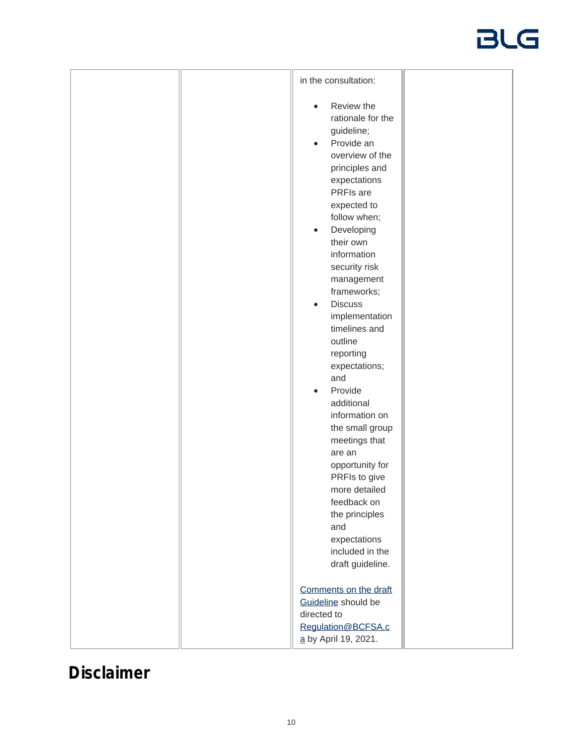| | | in the consultation:<br><br>• Review the rationale for the guideline;<br>• Provide an overview of the principles and expectations PRFIs are expected to follow when;<br>• Developing their own information security risk management frameworks;<br>• Discuss implementation timelines and outline reporting expectations; and<br>• Provide additional information on the small group meetings that are an opportunity for PRFIs to give more detailed feedback on the principles and expectations included in the draft guideline.<br><br>Comments on the draft Guideline should be directed to Regulation@BCFSA.ca by April 19, 2021. | |
|---|---|---|---|

# Disclaimer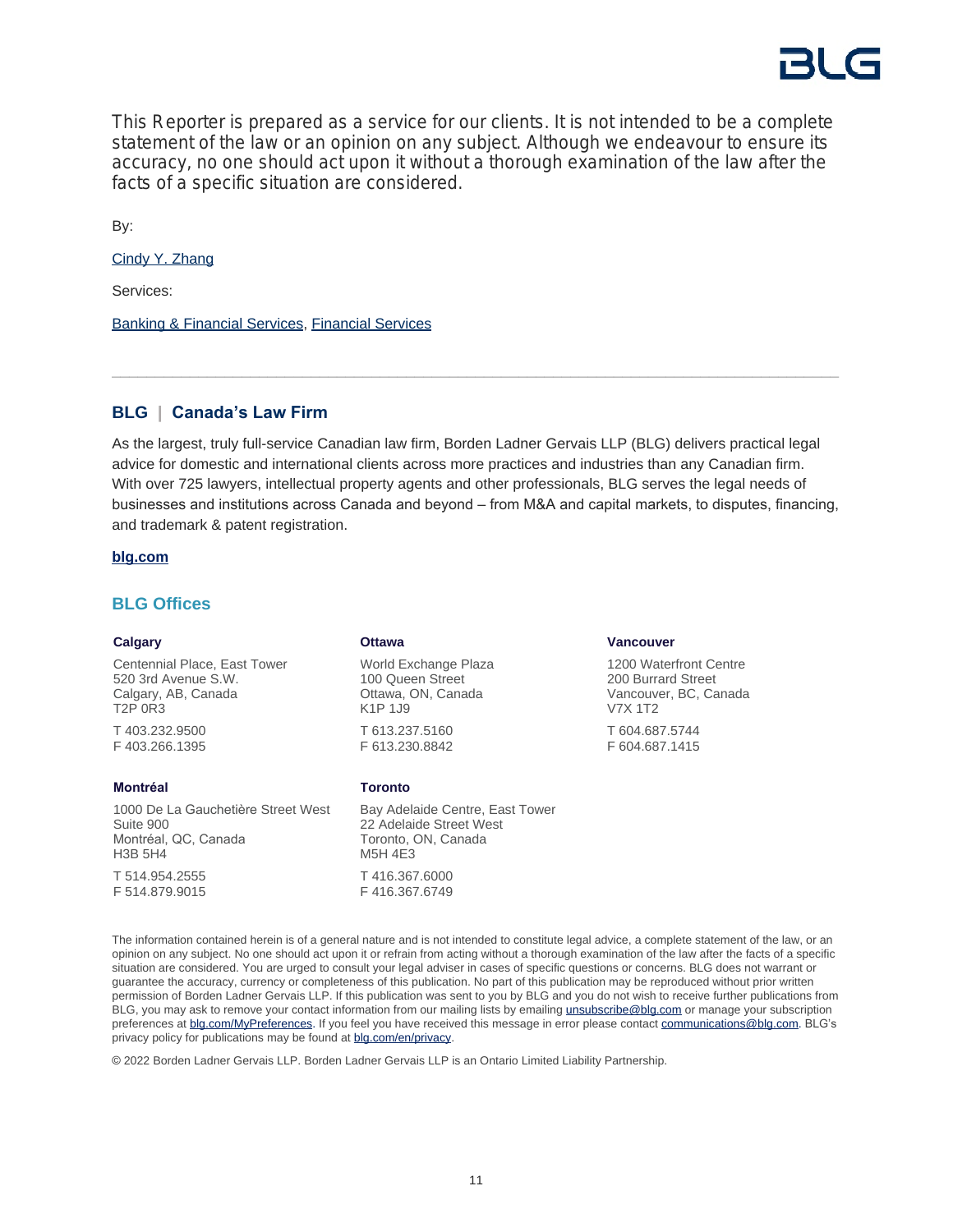This Reporter is prepared as a service for our clients. It is not intended to be a complete statement of the law or an opinion on any subject. Although we endeavour to ensure its accuracy, no one should act upon it without a thorough examination of the law after the facts of a specific situation are considered.

By:

Cindy Y. Zhang

Services:

Banking & Financial Services, Financial Services

---

## BLG | Canada's Law Firm

As the largest, truly full-service Canadian law firm, Borden Ladner Gervais LLP (BLG) delivers practical legal advice for domestic and international clients across more practices and industries than any Canadian firm. With over 725 lawyers, intellectual property agents and other professionals, BLG serves the legal needs of businesses and institutions across Canada and beyond – from M&A and capital markets, to disputes, financing, and trademark & patent registration.

**blg.com**

## BLG Offices

**Calgary**

Centennial Place, East Tower
520 3rd Avenue S.W.
Calgary, AB, Canada
T2P 0R3

T 403.232.9500
F 403.266.1395

**Ottawa**

World Exchange Plaza
100 Queen Street
Ottawa, ON, Canada
K1P 1J9

T 613.237.5160
F 613.230.8842

**Vancouver**

1200 Waterfront Centre
200 Burrard Street
Vancouver, BC, Canada
V7X 1T2

T 604.687.5744
F 604.687.1415

**Montréal**

1000 De La Gauchetière Street West
Suite 900
Montréal, QC, Canada
H3B 5H4

T 514.954.2555
F 514.879.9015

**Toronto**

Bay Adelaide Centre, East Tower
22 Adelaide Street West
Toronto, ON, Canada
M5H 4E3

T 416.367.6000
F 416.367.6749

The information contained herein is of a general nature and is not intended to constitute legal advice, a complete statement of the law, or an opinion on any subject. No one should act upon it or refrain from acting without a thorough examination of the law after the facts of a specific situation are considered. You are urged to consult your legal adviser in cases of specific questions or concerns. BLG does not warrant or guarantee the accuracy, currency or completeness of this publication. No part of this publication may be reproduced without prior written permission of Borden Ladner Gervais LLP. If this publication was sent to you by BLG and you do not wish to receive further publications from BLG, you may ask to remove your contact information from our mailing lists by emailing unsubscribe@blg.com or manage your subscription preferences at blg.com/MyPreferences. If you feel you have received this message in error please contact communications@blg.com. BLG's privacy policy for publications may be found at blg.com/en/privacy.

© 2022 Borden Ladner Gervais LLP. Borden Ladner Gervais LLP is an Ontario Limited Liability Partnership.